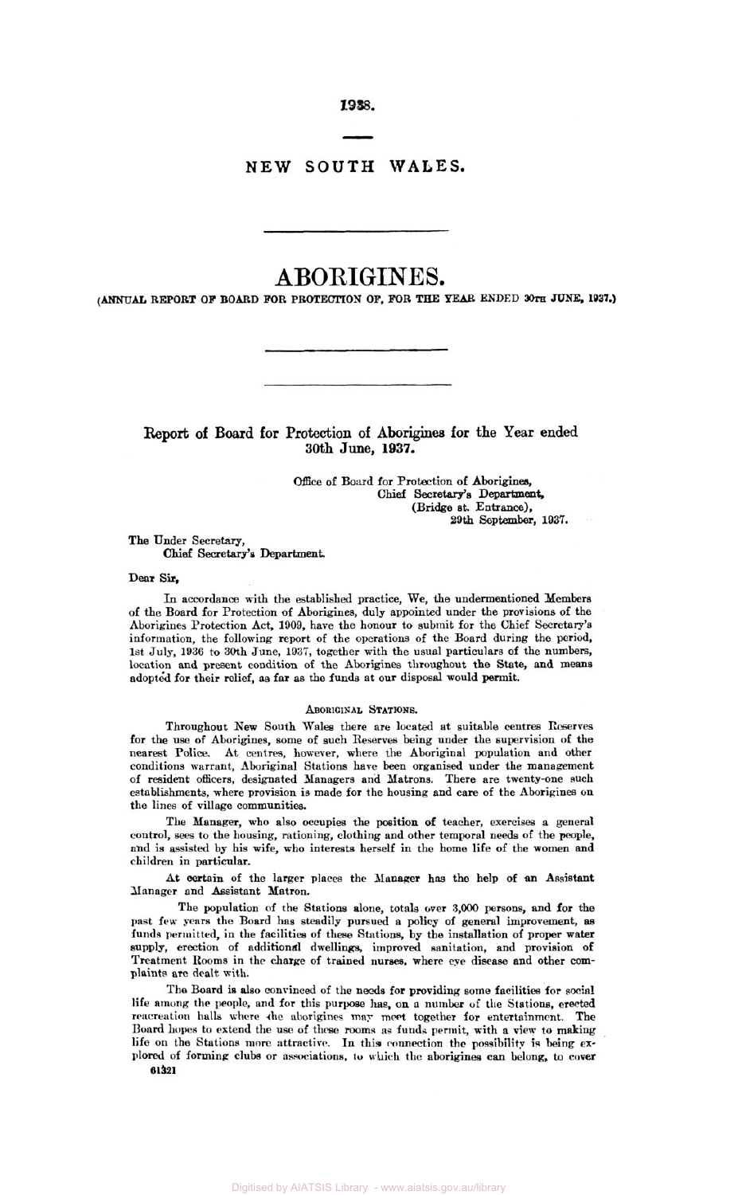1938.

NEW SOUTH WALES.

# ABORIGINES.

(ANNUAL REPORT OF BOARD FOR PROTECTION OF, FOR THE YEAR ENDED 30TH JUNE, 1937.)

## Report of Board for Protection of Aborigines for the Year ended 30th June, 1937.

Office of Board for Protection of Aborigines,
Chief Secretary's Department,
(Bridge st. Entrance),
29th September, 1937.

The Under Secretary,
Chief Secretary's Department.

Dear Sir,

In accordance with the established practice, We, the undermentioned Members of the Board for Protection of Aborigines, duly appointed under the provisions of the Aborigines Protection Act, 1909, have the honour to submit for the Chief Secretary's information, the following report of the operations of the Board during the period, 1st July, 1936 to 30th June, 1937, together with the usual particulars of the numbers, location and present condition of the Aborigines throughout the State, and means adopted for their relief, as far as the funds at our disposal would permit.

### Aboriginal Stations.

Throughout New South Wales there are located at suitable centres Reserves for the use of Aborigines, some of such Reserves being under the supervision of the nearest Police. At centres, however, where the Aboriginal population and other conditions warrant, Aboriginal Stations have been organised under the management of resident officers, designated Managers and Matrons. There are twenty-one such establishments, where provision is made for the housing and care of the Aborigines on the lines of village communities.

The Manager, who also occupies the position of teacher, exercises a general control, sees to the housing, rationing, clothing and other temporal needs of the people, and is assisted by his wife, who interests herself in the home life of the women and children in particular.

At certain of the larger places the Manager has the help of an Assistant Manager and Assistant Matron.

The population of the Stations alone, totals over 3,000 persons, and for the past few years the Board has steadily pursued a policy of general improvement, as funds permitted, in the facilities of these Stations, by the installation of proper water supply, erection of additional dwellings, improved sanitation, and provision of Treatment Rooms in the charge of trained nurses, where eye disease and other complaints are dealt with.

The Board is also convinced of the needs for providing some facilities for social life among the people, and for this purpose has, on a number of the Stations, erected reacreation halls where the aborigines may meet together for entertainment. The Board hopes to extend the use of these rooms as funds permit, with a view to making life on the Stations more attractive. In this connection the possibility is being explored of forming clubs or associations, to which the aborigines can belong, to cover

61321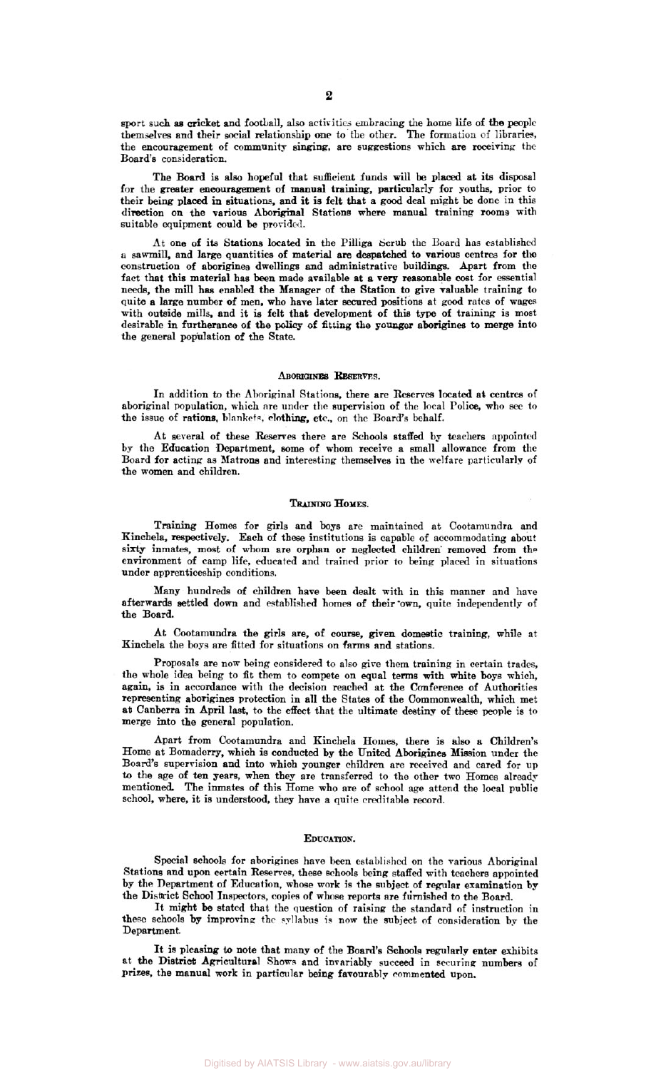sport such as cricket and football, also activities embracing the home life of the people themselves and their social relationship one to the other. The formation of libraries, the encouragement of community singing, are suggestions which are receiving the Board's consideration.

The Board is also hopeful that sufficient funds will be placed at its disposal for the greater encouragement of manual training, particularly for youths, prior to their being placed in situations, and it is felt that a good deal might be done in this direction on the various Aboriginal Stations where manual training rooms with suitable equipment could be provided.

At one of its Stations located in the Pilliga Scrub the Board has established a sawmill, and large quantities of material are despatched to various centres for the construction of aborigines dwellings and administrative buildings. Apart from the fact that this material has been made available at a very reasonable cost for essential needs, the mill has enabled the Manager of the Station to give valuable training to quite a large number of men, who have later secured positions at good rates of wages with outside mills, and it is felt that development of this type of training is most desirable in furtherance of the policy of fitting the younger aborigines to merge into the general population of the State.

## Aborigines Reserves.

In addition to the Aboriginal Stations, there are Reserves located at centres of aboriginal population, which are under the supervision of the local Police, who see to the issue of rations, blankets, clothing, etc., on the Board's behalf.

At several of these Reserves there are Schools staffed by teachers appointed by the Education Department, some of whom receive a small allowance from the Board for acting as Matrons and interesting themselves in the welfare particularly of the women and children.

## Training Homes.

Training Homes for girls and boys are maintained at Cootamundra and Kinchela, respectively. Each of these institutions is capable of accommodating about sixty inmates, most of whom are orphan or neglected children removed from the environment of camp life, educated and trained prior to being placed in situations under apprenticeship conditions.

Many hundreds of children have been dealt with in this manner and have afterwards settled down and established homes of their own, quite independently of the Board.

At Cootamundra the girls are, of course, given domestic training, while at Kinchela the boys are fitted for situations on farms and stations.

Proposals are now being considered to also give them training in certain trades, the whole idea being to fit them to compete on equal terms with white boys which, again, is in accordance with the decision reached at the Conference of Authorities representing aborigines protection in all the States of the Commonwealth, which met at Canberra in April last, to the effect that the ultimate destiny of these people is to merge into the general population.

Apart from Cootamundra and Kinchela Homes, there is also a Children's Home at Bomaderry, which is conducted by the United Aborigines Mission under the Board's supervision and into which younger children are received and cared for up to the age of ten years, when they are transferred to the other two Homes already mentioned. The inmates of this Home who are of school age attend the local public school, where, it is understood, they have a quite creditable record.

## Education.

Special schools for aborigines have been established on the various Aboriginal Stations and upon certain Reserves, these schools being staffed with teachers appointed by the Department of Education, whose work is the subject of regular examination by the District School Inspectors, copies of whose reports are furnished to the Board.

It might be stated that the question of raising the standard of instruction in these schools by improving the syllabus is now the subject of consideration by the Department.

It is pleasing to note that many of the Board's Schools regularly enter exhibits at the District Agricultural Shows and invariably succeed in securing numbers of prizes, the manual work in particular being favourably commented upon.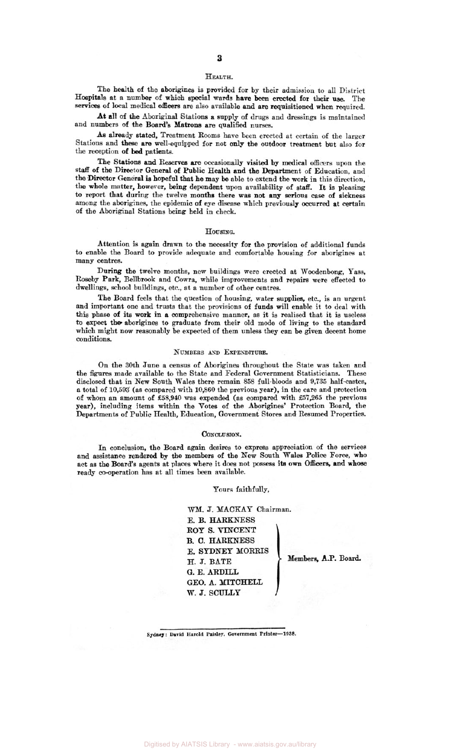## HEALTH.

The health of the aborigines is provided for by their admission to all District Hospitals at a number of which special wards have been erected for their use. The services of local medical officers are also available and are requisitioned when required.

At all of the Aboriginal Stations a supply of drugs and dressings is maintained and numbers of the Board's Matrons are qualified nurses.

As already stated, Treatment Rooms have been erected at certain of the larger Stations and these are well-equipped for not only the outdoor treatment but also for the reception of bed patients.

The Stations and Reserves are occasionally visited by medical officers upon the staff of the Director General of Public Health and the Department of Education, and the Director General is hopeful that he may be able to extend the work in this direction, the whole matter, however, being dependent upon availability of staff. It is pleasing to report that during the twelve months there was not any serious case of sickness among the aborigines, the epidemic of eye disease which previously occurred at certain of the Aboriginal Stations being held in check.

## HOUSING.

Attention is again drawn to the necessity for the provision of additional funds to enable the Board to provide adequate and comfortable housing for aborigines at many centres.

During the twelve months, new buildings were erected at Woodenbong, Yass, Roseby Park, Bellbrook and Cowra, while improvements and repairs were effected to dwellings, school buildings, etc., at a number of other centres.

The Board feels that the question of housing, water supplies, etc., is an urgent and important one and trusts that the provisions of funds will enable it to deal with this phase of its work in a comprehensive manner, as it is realised that it is useless to expect the aborigines to graduate from their old mode of living to the standard which might now reasonably be expected of them unless they can be given decent home conditions.

## NUMBERS AND EXPENDITURE.

On the 30th June a census of Aborigines throughout the State was taken and the figures made available to the State and Federal Government Statisticians. These disclosed that in New South Wales there remain 858 full-bloods and 9,735 half-castes, a total of 10,593 (as compared with 10,860 the previous year), in the care and protection of whom an amount of £58,940 was expended (as compared with £57,265 the previous year), including items within the Votes of the Aborigines' Protection Board, the Departments of Public Health, Education, Government Stores and Resumed Properties.

## CONCLUSION.

In conclusion, the Board again desires to express appreciation of the services and assistance rendered by the members of the New South Wales Police Force, who act as the Board's agents at places where it does not possess its own Officers, and whose ready co-operation has at all times been available.

Yours faithfully,

WM. J. MACKAY Chairman.

E. B. HARKNESS
ROY S. VINCENT
B. C. HARKNESS
E. SYDNEY MORRIS
H. J. BATE
G. E. ARDILL
GEO. A. MITCHELL
W. J. SCULLY

Members, A.P. Board.

Sydney: David Harold Paisley, Government Printer—1938.